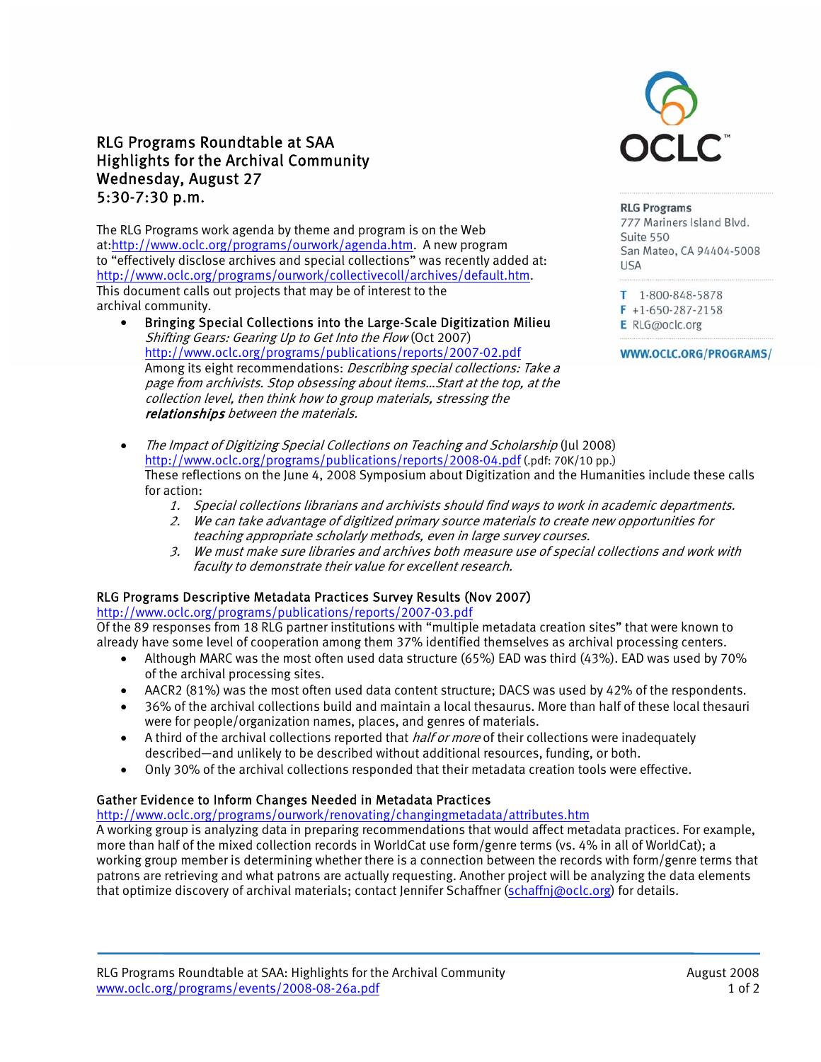# RLG Programs Roundtable at SAA
## Highlights for the Archival Community
## Wednesday, August 27
## 5:30-7:30 p.m.

**RLG Programs**
777 Mariners Island Blvd.
Suite 550
San Mateo, CA 94404-5008
USA

T 1-800-848-5878
F +1-650-287-2158
E RLG@oclc.org

WWW.OCLC.ORG/PROGRAMS/

The RLG Programs work agenda by theme and program is on the Web at:http://www.oclc.org/programs/ourwork/agenda.htm. A new program to "effectively disclose archives and special collections" was recently added at: http://www.oclc.org/programs/ourwork/collectivecoll/archives/default.htm. This document calls out projects that may be of interest to the archival community.

- Bringing Special Collections into the Large-Scale Digitization Milieu
  *Shifting Gears: Gearing Up to Get Into the Flow* (Oct 2007)
  http://www.oclc.org/programs/publications/reports/2007-02.pdf
  Among its eight recommendations: *Describing special collections: Take a page from archivists. Stop obsessing about items…Start at the top, at the collection level, then think how to group materials, stressing the **relationships** between the materials.*

- *The Impact of Digitizing Special Collections on Teaching and Scholarship* (Jul 2008)
  http://www.oclc.org/programs/publications/reports/2008-04.pdf (.pdf: 70K/10 pp.)
  These reflections on the June 4, 2008 Symposium about Digitization and the Humanities include these calls for action:
  1. *Special collections librarians and archivists should find ways to work in academic departments.*
  2. *We can take advantage of digitized primary source materials to create new opportunities for teaching appropriate scholarly methods, even in large survey courses.*
  3. *We must make sure libraries and archives both measure use of special collections and work with faculty to demonstrate their value for excellent research.*

### RLG Programs Descriptive Metadata Practices Survey Results (Nov 2007)

http://www.oclc.org/programs/publications/reports/2007-03.pdf
Of the 89 responses from 18 RLG partner institutions with "multiple metadata creation sites" that were known to already have some level of cooperation among them 37% identified themselves as archival processing centers.

- Although MARC was the most often used data structure (65%) EAD was third (43%). EAD was used by 70% of the archival processing sites.
- AACR2 (81%) was the most often used data content structure; DACS was used by 42% of the respondents.
- 36% of the archival collections build and maintain a local thesaurus. More than half of these local thesauri were for people/organization names, places, and genres of materials.
- A third of the archival collections reported that *half or more* of their collections were inadequately described—and unlikely to be described without additional resources, funding, or both.
- Only 30% of the archival collections responded that their metadata creation tools were effective.

### Gather Evidence to Inform Changes Needed in Metadata Practices

http://www.oclc.org/programs/ourwork/renovating/changingmetadata/attributes.htm
A working group is analyzing data in preparing recommendations that would affect metadata practices. For example, more than half of the mixed collection records in WorldCat use form/genre terms (vs. 4% in all of WorldCat); a working group member is determining whether there is a connection between the records with form/genre terms that patrons are retrieving and what patrons are actually requesting. Another project will be analyzing the data elements that optimize discovery of archival materials; contact Jennifer Schaffner (schaffnj@oclc.org) for details.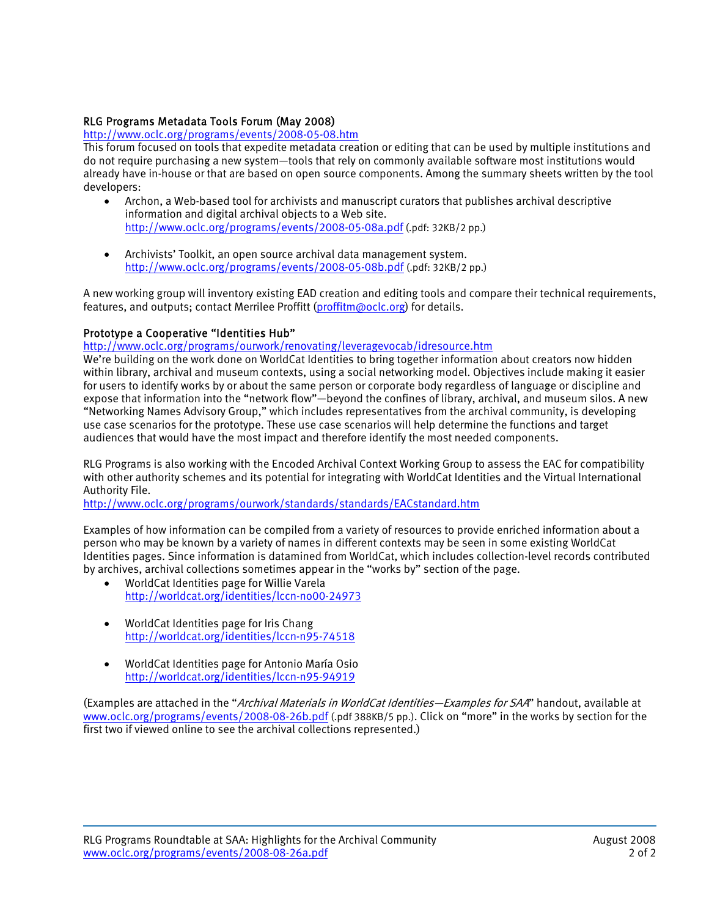### RLG Programs Metadata Tools Forum (May 2008)

http://www.oclc.org/programs/events/2008-05-08.htm

This forum focused on tools that expedite metadata creation or editing that can be used by multiple institutions and do not require purchasing a new system—tools that rely on commonly available software most institutions would already have in-house or that are based on open source components. Among the summary sheets written by the tool developers:

- Archon, a Web-based tool for archivists and manuscript curators that publishes archival descriptive information and digital archival objects to a Web site.
  http://www.oclc.org/programs/events/2008-05-08a.pdf (.pdf: 32KB/2 pp.)

- Archivists' Toolkit, an open source archival data management system.
  http://www.oclc.org/programs/events/2008-05-08b.pdf (.pdf: 32KB/2 pp.)

A new working group will inventory existing EAD creation and editing tools and compare their technical requirements, features, and outputs; contact Merrilee Proffitt (proffitm@oclc.org) for details.

### Prototype a Cooperative "Identities Hub"

http://www.oclc.org/programs/ourwork/renovating/leveragevocab/idresource.htm

We're building on the work done on WorldCat Identities to bring together information about creators now hidden within library, archival and museum contexts, using a social networking model. Objectives include making it easier for users to identify works by or about the same person or corporate body regardless of language or discipline and expose that information into the "network flow"—beyond the confines of library, archival, and museum silos. A new "Networking Names Advisory Group," which includes representatives from the archival community, is developing use case scenarios for the prototype. These use case scenarios will help determine the functions and target audiences that would have the most impact and therefore identify the most needed components.

RLG Programs is also working with the Encoded Archival Context Working Group to assess the EAC for compatibility with other authority schemes and its potential for integrating with WorldCat Identities and the Virtual International Authority File.
http://www.oclc.org/programs/ourwork/standards/standards/EACstandard.htm

Examples of how information can be compiled from a variety of resources to provide enriched information about a person who may be known by a variety of names in different contexts may be seen in some existing WorldCat Identities pages. Since information is datamined from WorldCat, which includes collection-level records contributed by archives, archival collections sometimes appear in the "works by" section of the page.

- WorldCat Identities page for Willie Varela
  http://worldcat.org/identities/lccn-no00-24973

- WorldCat Identities page for Iris Chang
  http://worldcat.org/identities/lccn-n95-74518

- WorldCat Identities page for Antonio María Osio
  http://worldcat.org/identities/lccn-n95-94919

(Examples are attached in the "*Archival Materials in WorldCat Identities—Examples for SAA*" handout, available at www.oclc.org/programs/events/2008-08-26b.pdf (.pdf 388KB/5 pp.). Click on "more" in the works by section for the first two if viewed online to see the archival collections represented.)